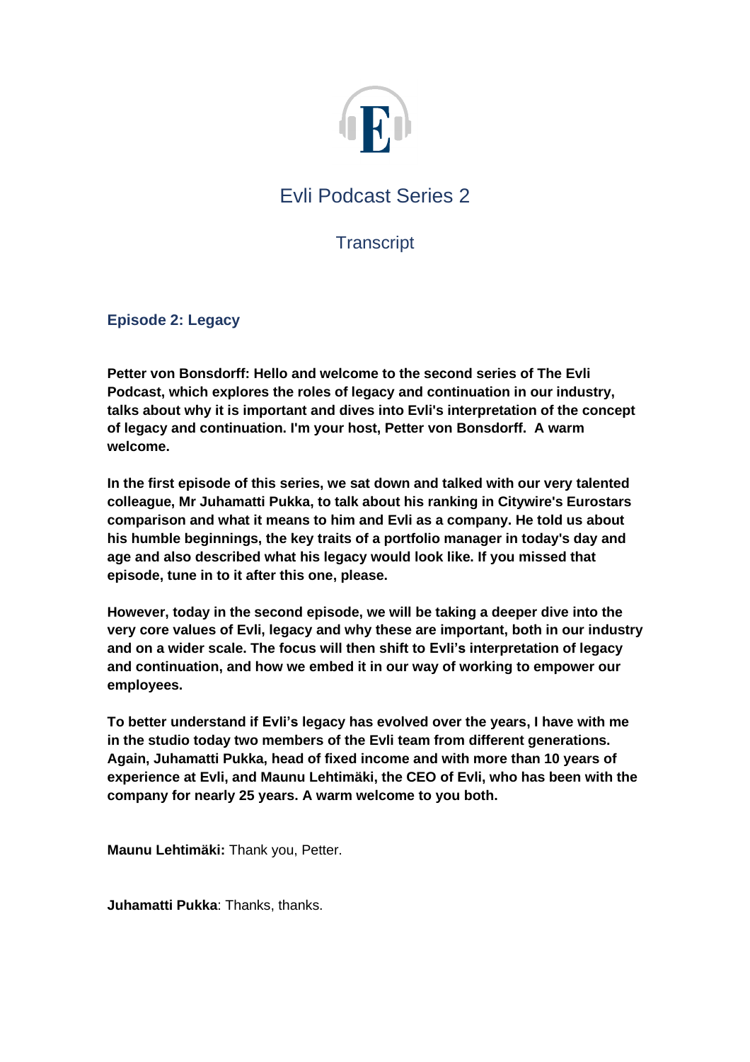# Evli Podcast Series 2

## Transcript

### Episode 2: Legacy

**Petter von Bonsdorff: Hello and welcome to the second series of The Evli Podcast, which explores the roles of legacy and continuation in our industry, talks about why it is important and dives into Evli's interpretation of the concept of legacy and continuation. I'm your host, Petter von Bonsdorff. A warm welcome.**

**In the first episode of this series, we sat down and talked with our very talented colleague, Mr Juhamatti Pukka, to talk about his ranking in Citywire's Eurostars comparison and what it means to him and Evli as a company. He told us about his humble beginnings, the key traits of a portfolio manager in today's day and age and also described what his legacy would look like. If you missed that episode, tune in to it after this one, please.**

**However, today in the second episode, we will be taking a deeper dive into the very core values of Evli, legacy and why these are important, both in our industry and on a wider scale. The focus will then shift to Evli's interpretation of legacy and continuation, and how we embed it in our way of working to empower our employees.**

**To better understand if Evli's legacy has evolved over the years, I have with me in the studio today two members of the Evli team from different generations. Again, Juhamatti Pukka, head of fixed income and with more than 10 years of experience at Evli, and Maunu Lehtimäki, the CEO of Evli, who has been with the company for nearly 25 years. A warm welcome to you both.**

**Maunu Lehtimäki:** Thank you, Petter.

**Juhamatti Pukka**: Thanks, thanks.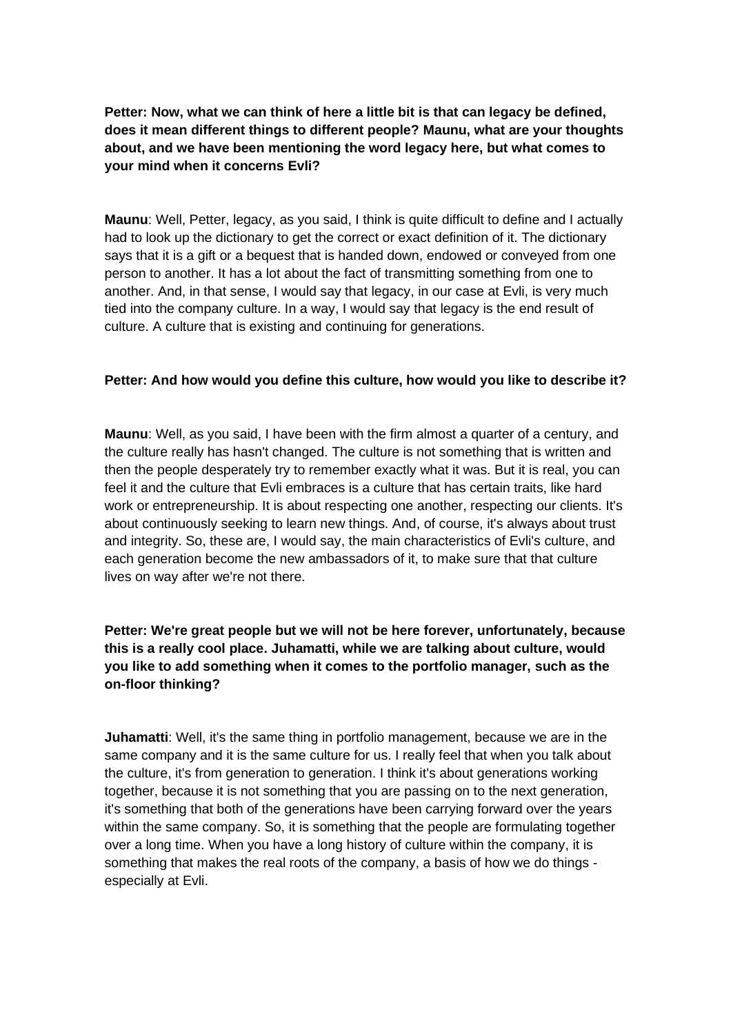**Petter: Now, what we can think of here a little bit is that can legacy be defined, does it mean different things to different people? Maunu, what are your thoughts about, and we have been mentioning the word legacy here, but what comes to your mind when it concerns Evli?**

**Maunu**: Well, Petter, legacy, as you said, I think is quite difficult to define and I actually had to look up the dictionary to get the correct or exact definition of it. The dictionary says that it is a gift or a bequest that is handed down, endowed or conveyed from one person to another. It has a lot about the fact of transmitting something from one to another. And, in that sense, I would say that legacy, in our case at Evli, is very much tied into the company culture. In a way, I would say that legacy is the end result of culture. A culture that is existing and continuing for generations.

**Petter: And how would you define this culture, how would you like to describe it?**

**Maunu**: Well, as you said, I have been with the firm almost a quarter of a century, and the culture really has hasn't changed. The culture is not something that is written and then the people desperately try to remember exactly what it was. But it is real, you can feel it and the culture that Evli embraces is a culture that has certain traits, like hard work or entrepreneurship. It is about respecting one another, respecting our clients. It's about continuously seeking to learn new things. And, of course, it's always about trust and integrity. So, these are, I would say, the main characteristics of Evli's culture, and each generation become the new ambassadors of it, to make sure that that culture lives on way after we're not there.

**Petter: We're great people but we will not be here forever, unfortunately, because this is a really cool place. Juhamatti, while we are talking about culture, would you like to add something when it comes to the portfolio manager, such as the on-floor thinking?**

**Juhamatti**: Well, it's the same thing in portfolio management, because we are in the same company and it is the same culture for us. I really feel that when you talk about the culture, it's from generation to generation. I think it's about generations working together, because it is not something that you are passing on to the next generation, it's something that both of the generations have been carrying forward over the years within the same company. So, it is something that the people are formulating together over a long time. When you have a long history of culture within the company, it is something that makes the real roots of the company, a basis of how we do things - especially at Evli.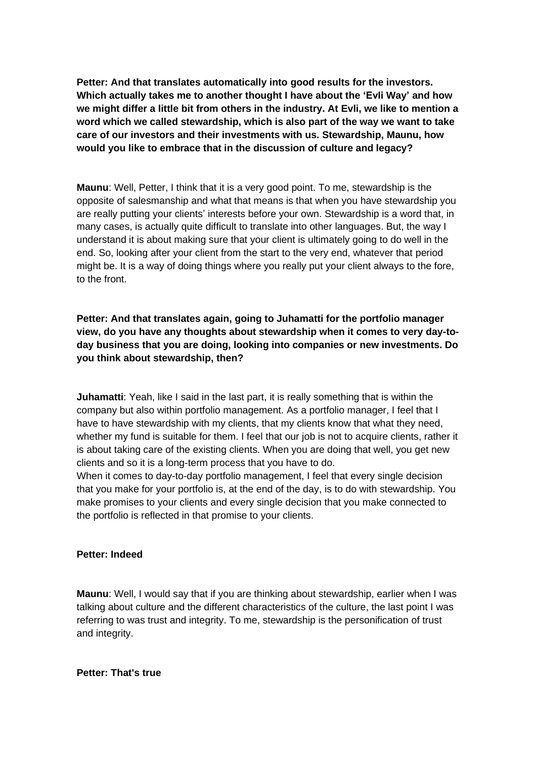**Petter: And that translates automatically into good results for the investors. Which actually takes me to another thought I have about the 'Evli Way' and how we might differ a little bit from others in the industry. At Evli, we like to mention a word which we called stewardship, which is also part of the way we want to take care of our investors and their investments with us. Stewardship, Maunu, how would you like to embrace that in the discussion of culture and legacy?**

**Maunu**: Well, Petter, I think that it is a very good point. To me, stewardship is the opposite of salesmanship and what that means is that when you have stewardship you are really putting your clients' interests before your own. Stewardship is a word that, in many cases, is actually quite difficult to translate into other languages. But, the way I understand it is about making sure that your client is ultimately going to do well in the end. So, looking after your client from the start to the very end, whatever that period might be. It is a way of doing things where you really put your client always to the fore, to the front.

**Petter: And that translates again, going to Juhamatti for the portfolio manager view, do you have any thoughts about stewardship when it comes to very day-to-day business that you are doing, looking into companies or new investments. Do you think about stewardship, then?**

**Juhamatti**: Yeah, like I said in the last part, it is really something that is within the company but also within portfolio management. As a portfolio manager, I feel that I have to have stewardship with my clients, that my clients know that what they need, whether my fund is suitable for them. I feel that our job is not to acquire clients, rather it is about taking care of the existing clients. When you are doing that well, you get new clients and so it is a long-term process that you have to do.
When it comes to day-to-day portfolio management, I feel that every single decision that you make for your portfolio is, at the end of the day, is to do with stewardship. You make promises to your clients and every single decision that you make connected to the portfolio is reflected in that promise to your clients.

**Petter: Indeed**

**Maunu**: Well, I would say that if you are thinking about stewardship, earlier when I was talking about culture and the different characteristics of the culture, the last point I was referring to was trust and integrity. To me, stewardship is the personification of trust and integrity.

**Petter: That's true**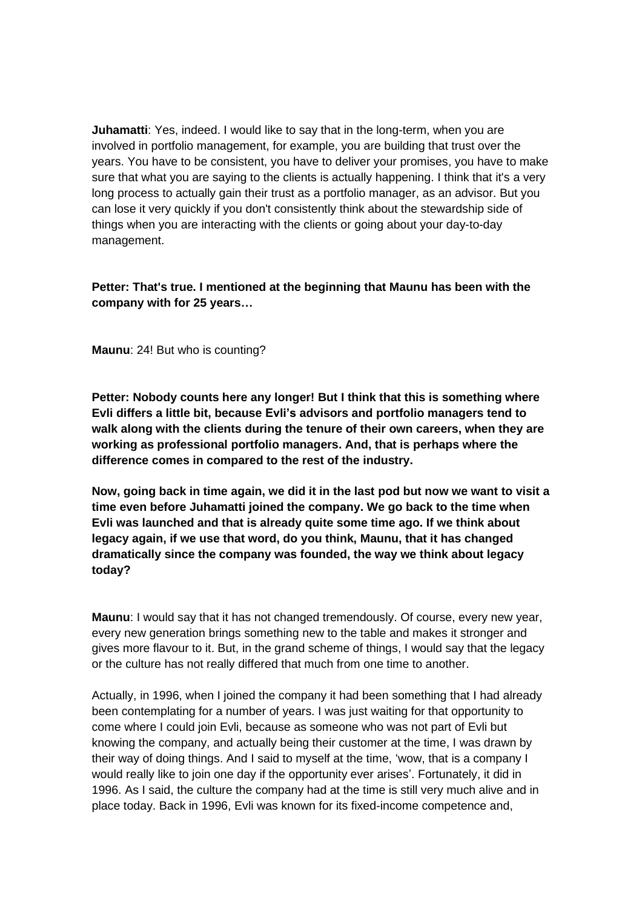**Juhamatti**: Yes, indeed. I would like to say that in the long-term, when you are involved in portfolio management, for example, you are building that trust over the years. You have to be consistent, you have to deliver your promises, you have to make sure that what you are saying to the clients is actually happening. I think that it's a very long process to actually gain their trust as a portfolio manager, as an advisor. But you can lose it very quickly if you don't consistently think about the stewardship side of things when you are interacting with the clients or going about your day-to-day management.

**Petter: That's true. I mentioned at the beginning that Maunu has been with the company with for 25 years…**

**Maunu**: 24! But who is counting?

**Petter: Nobody counts here any longer! But I think that this is something where Evli differs a little bit, because Evli's advisors and portfolio managers tend to walk along with the clients during the tenure of their own careers, when they are working as professional portfolio managers. And, that is perhaps where the difference comes in compared to the rest of the industry.**

**Now, going back in time again, we did it in the last pod but now we want to visit a time even before Juhamatti joined the company. We go back to the time when Evli was launched and that is already quite some time ago. If we think about legacy again, if we use that word, do you think, Maunu, that it has changed dramatically since the company was founded, the way we think about legacy today?**

**Maunu**: I would say that it has not changed tremendously. Of course, every new year, every new generation brings something new to the table and makes it stronger and gives more flavour to it. But, in the grand scheme of things, I would say that the legacy or the culture has not really differed that much from one time to another.

Actually, in 1996, when I joined the company it had been something that I had already been contemplating for a number of years. I was just waiting for that opportunity to come where I could join Evli, because as someone who was not part of Evli but knowing the company, and actually being their customer at the time, I was drawn by their way of doing things. And I said to myself at the time, 'wow, that is a company I would really like to join one day if the opportunity ever arises'. Fortunately, it did in 1996. As I said, the culture the company had at the time is still very much alive and in place today. Back in 1996, Evli was known for its fixed-income competence and,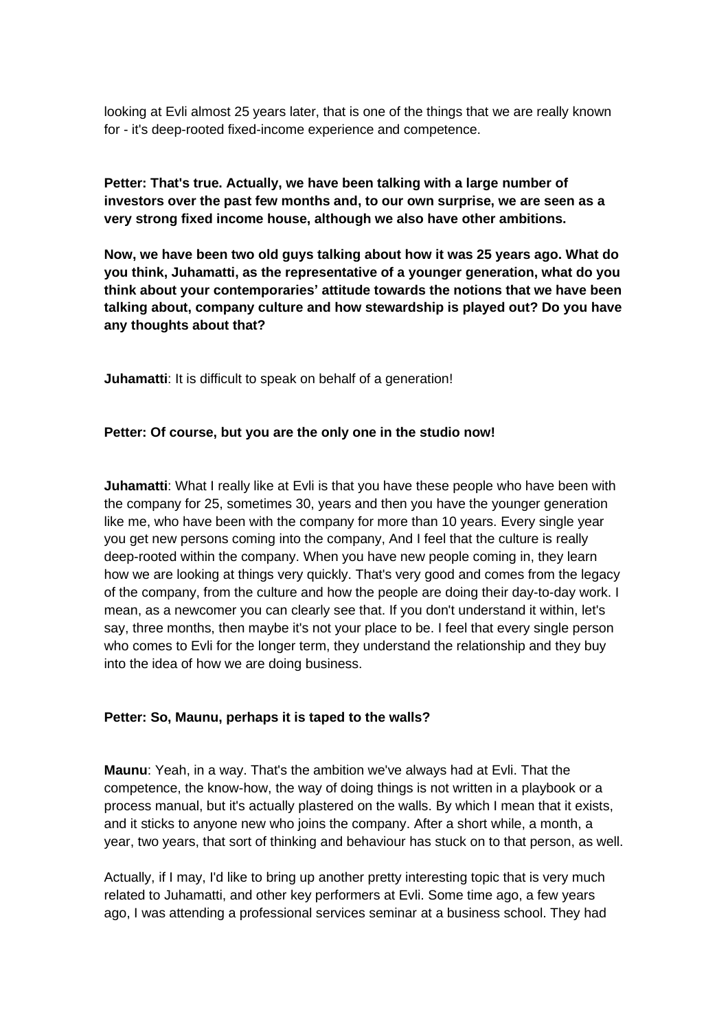looking at Evli almost 25 years later, that is one of the things that we are really known for - it's deep-rooted fixed-income experience and competence.

**Petter: That's true. Actually, we have been talking with a large number of investors over the past few months and, to our own surprise, we are seen as a very strong fixed income house, although we also have other ambitions.**

**Now, we have been two old guys talking about how it was 25 years ago. What do you think, Juhamatti, as the representative of a younger generation, what do you think about your contemporaries' attitude towards the notions that we have been talking about, company culture and how stewardship is played out? Do you have any thoughts about that?**

**Juhamatti**: It is difficult to speak on behalf of a generation!

**Petter: Of course, but you are the only one in the studio now!**

**Juhamatti**: What I really like at Evli is that you have these people who have been with the company for 25, sometimes 30, years and then you have the younger generation like me, who have been with the company for more than 10 years. Every single year you get new persons coming into the company, And I feel that the culture is really deep-rooted within the company. When you have new people coming in, they learn how we are looking at things very quickly. That's very good and comes from the legacy of the company, from the culture and how the people are doing their day-to-day work. I mean, as a newcomer you can clearly see that. If you don't understand it within, let's say, three months, then maybe it's not your place to be. I feel that every single person who comes to Evli for the longer term, they understand the relationship and they buy into the idea of how we are doing business.

**Petter: So, Maunu, perhaps it is taped to the walls?**

**Maunu**: Yeah, in a way. That's the ambition we've always had at Evli. That the competence, the know-how, the way of doing things is not written in a playbook or a process manual, but it's actually plastered on the walls. By which I mean that it exists, and it sticks to anyone new who joins the company. After a short while, a month, a year, two years, that sort of thinking and behaviour has stuck on to that person, as well.

Actually, if I may, I'd like to bring up another pretty interesting topic that is very much related to Juhamatti, and other key performers at Evli. Some time ago, a few years ago, I was attending a professional services seminar at a business school. They had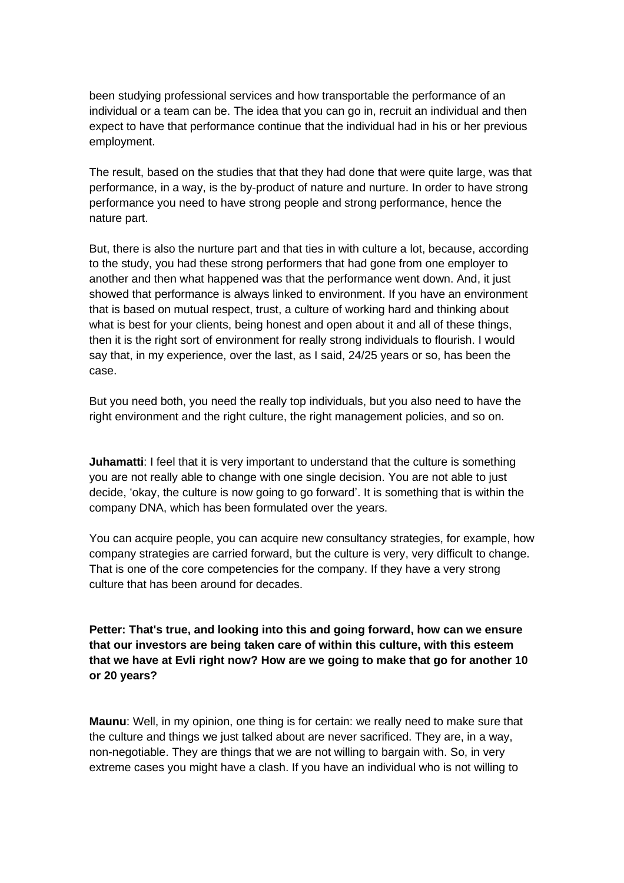been studying professional services and how transportable the performance of an individual or a team can be. The idea that you can go in, recruit an individual and then expect to have that performance continue that the individual had in his or her previous employment.

The result, based on the studies that that they had done that were quite large, was that performance, in a way, is the by-product of nature and nurture. In order to have strong performance you need to have strong people and strong performance, hence the nature part.

But, there is also the nurture part and that ties in with culture a lot, because, according to the study, you had these strong performers that had gone from one employer to another and then what happened was that the performance went down. And, it just showed that performance is always linked to environment. If you have an environment that is based on mutual respect, trust, a culture of working hard and thinking about what is best for your clients, being honest and open about it and all of these things, then it is the right sort of environment for really strong individuals to flourish. I would say that, in my experience, over the last, as I said, 24/25 years or so, has been the case.

But you need both, you need the really top individuals, but you also need to have the right environment and the right culture, the right management policies, and so on.

**Juhamatti**: I feel that it is very important to understand that the culture is something you are not really able to change with one single decision. You are not able to just decide, 'okay, the culture is now going to go forward'. It is something that is within the company DNA, which has been formulated over the years.

You can acquire people, you can acquire new consultancy strategies, for example, how company strategies are carried forward, but the culture is very, very difficult to change. That is one of the core competencies for the company. If they have a very strong culture that has been around for decades.

**Petter: That's true, and looking into this and going forward, how can we ensure that our investors are being taken care of within this culture, with this esteem that we have at Evli right now? How are we going to make that go for another 10 or 20 years?**

**Maunu**: Well, in my opinion, one thing is for certain: we really need to make sure that the culture and things we just talked about are never sacrificed. They are, in a way, non-negotiable. They are things that we are not willing to bargain with. So, in very extreme cases you might have a clash. If you have an individual who is not willing to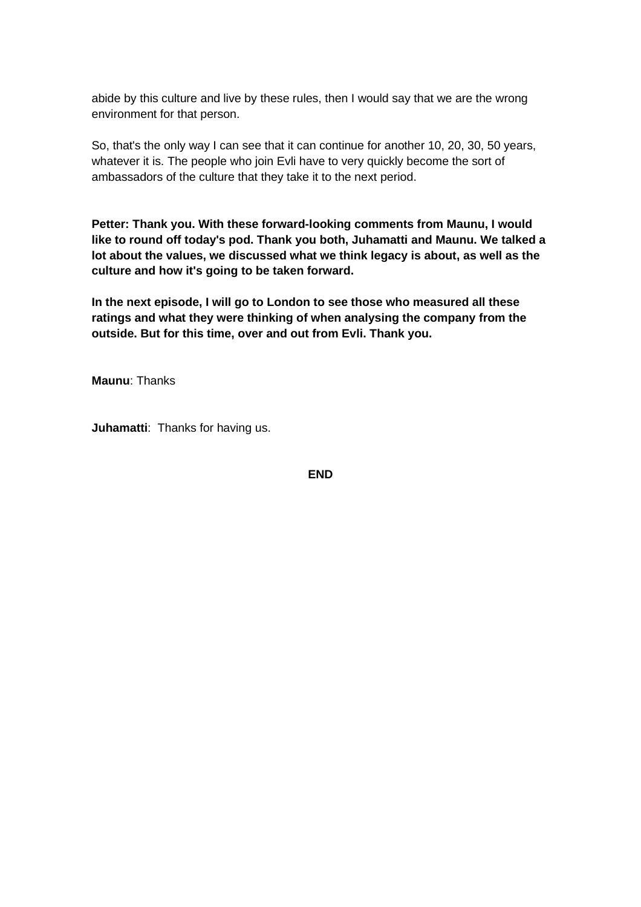abide by this culture and live by these rules, then I would say that we are the wrong environment for that person.

So, that's the only way I can see that it can continue for another 10, 20, 30, 50 years, whatever it is. The people who join Evli have to very quickly become the sort of ambassadors of the culture that they take it to the next period.

**Petter: Thank you. With these forward-looking comments from Maunu, I would like to round off today's pod. Thank you both, Juhamatti and Maunu. We talked a lot about the values, we discussed what we think legacy is about, as well as the culture and how it's going to be taken forward.**

**In the next episode, I will go to London to see those who measured all these ratings and what they were thinking of when analysing the company from the outside. But for this time, over and out from Evli. Thank you.**

**Maunu**: Thanks

**Juhamatti**: Thanks for having us.

**END**